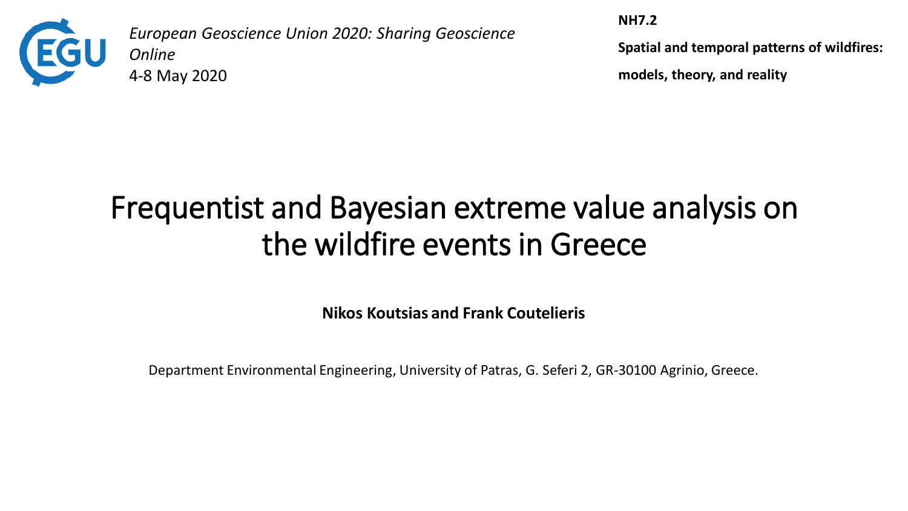*European Geoscience Union 2020: Sharing Geoscience Online*
4-8 May 2020

**NH7.2**

**Spatial and temporal patterns of wildfires: models, theory, and reality**

# Frequentist and Bayesian extreme value analysis on the wildfire events in Greece

**Nikos Koutsias and Frank Coutelieris**

Department Environmental Engineering, University of Patras, G. Seferi 2, GR-30100 Agrinio, Greece.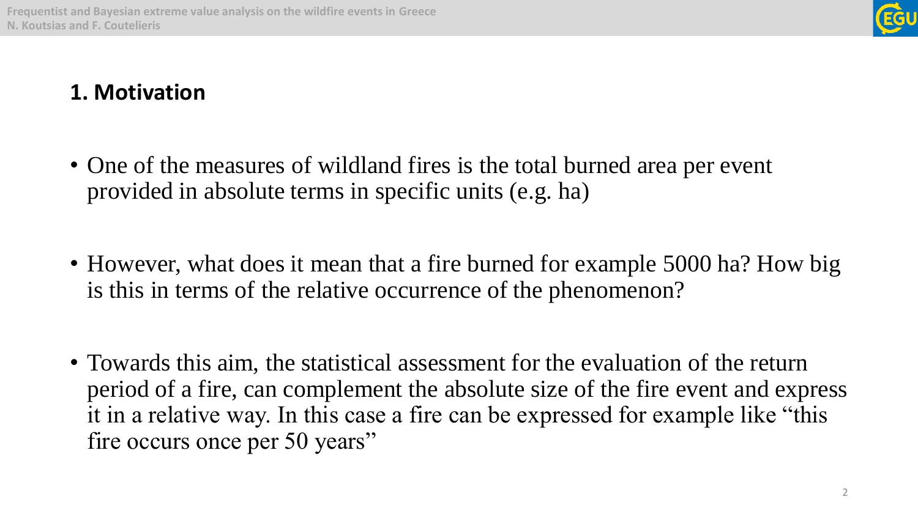## 1. Motivation

- One of the measures of wildland fires is the total burned area per event provided in absolute terms in specific units (e.g. ha)
- However, what does it mean that a fire burned for example 5000 ha? How big is this in terms of the relative occurrence of the phenomenon?
- Towards this aim, the statistical assessment for the evaluation of the return period of a fire, can complement the absolute size of the fire event and express it in a relative way. In this case a fire can be expressed for example like "this fire occurs once per 50 years"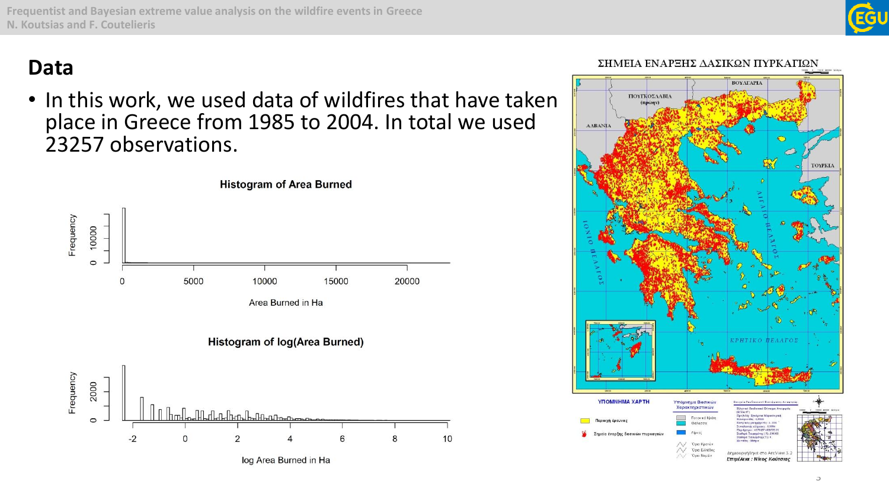## Data

- In this work, we used data of wildfires that have taken place in Greece from 1985 to 2004. In total we used 23257 observations.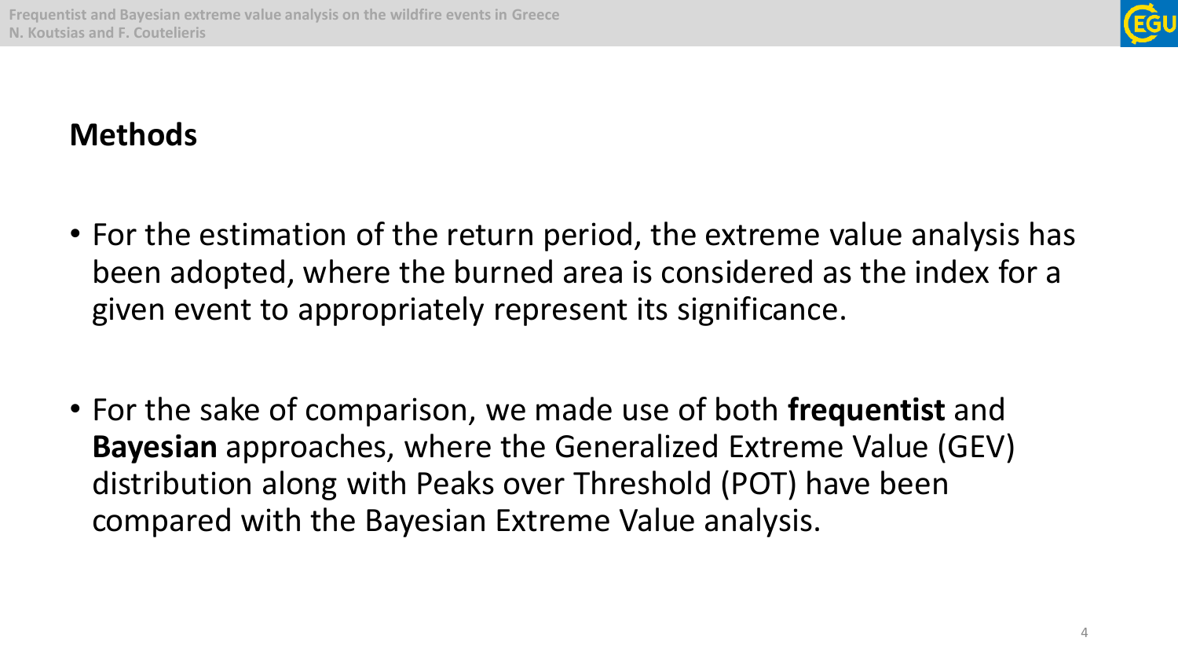## Methods

- For the estimation of the return period, the extreme value analysis has been adopted, where the burned area is considered as the index for a given event to appropriately represent its significance.

- For the sake of comparison, we made use of both **frequentist** and **Bayesian** approaches, where the Generalized Extreme Value (GEV) distribution along with Peaks over Threshold (POT) have been compared with the Bayesian Extreme Value analysis.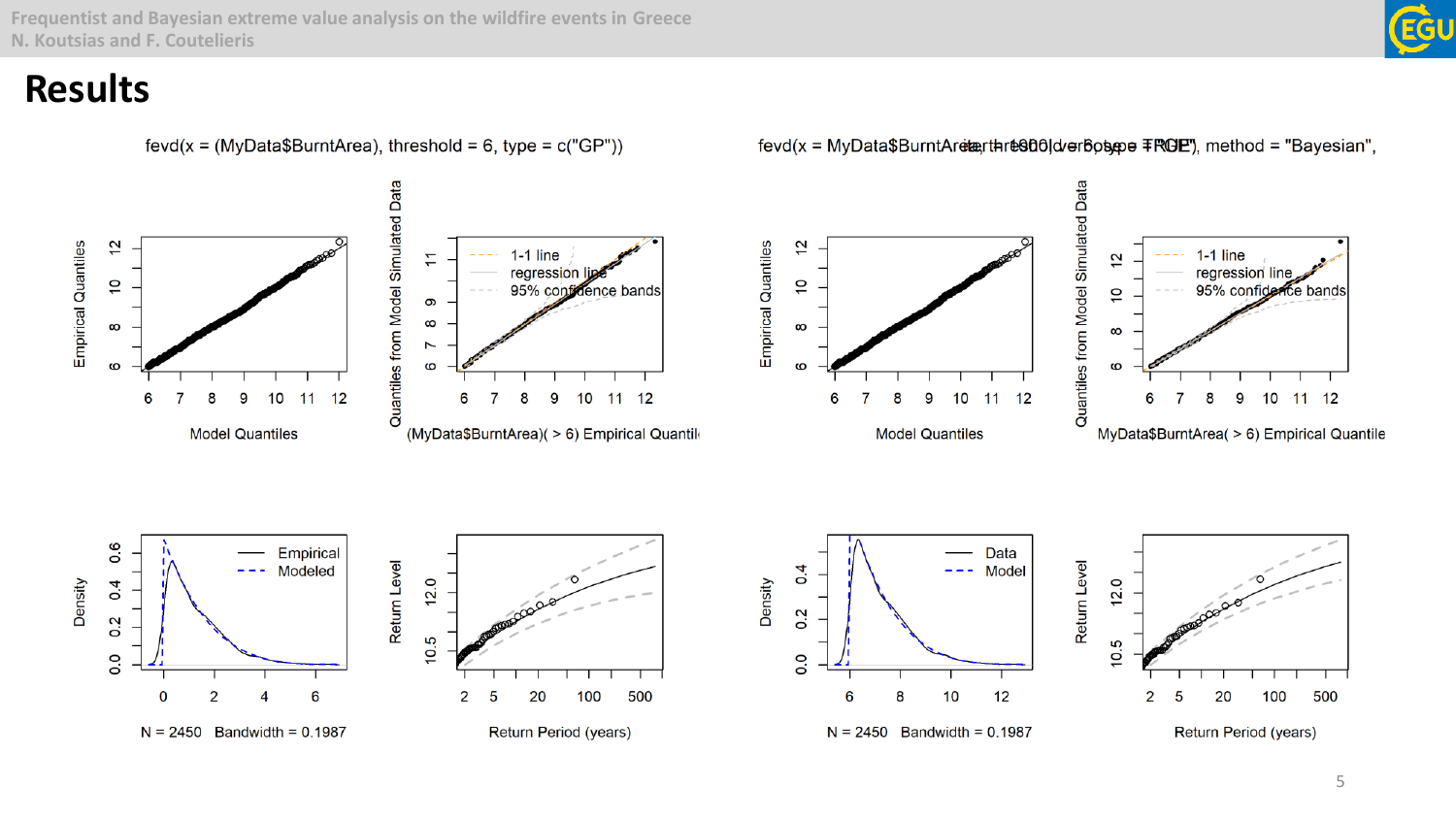# Results

fevd(x = (MyData$BurntArea), threshold = 6, type = c("GP"))

fevd(x = MyData$BurntArea, threshold = 6, type = "GP", method = "Bayesian",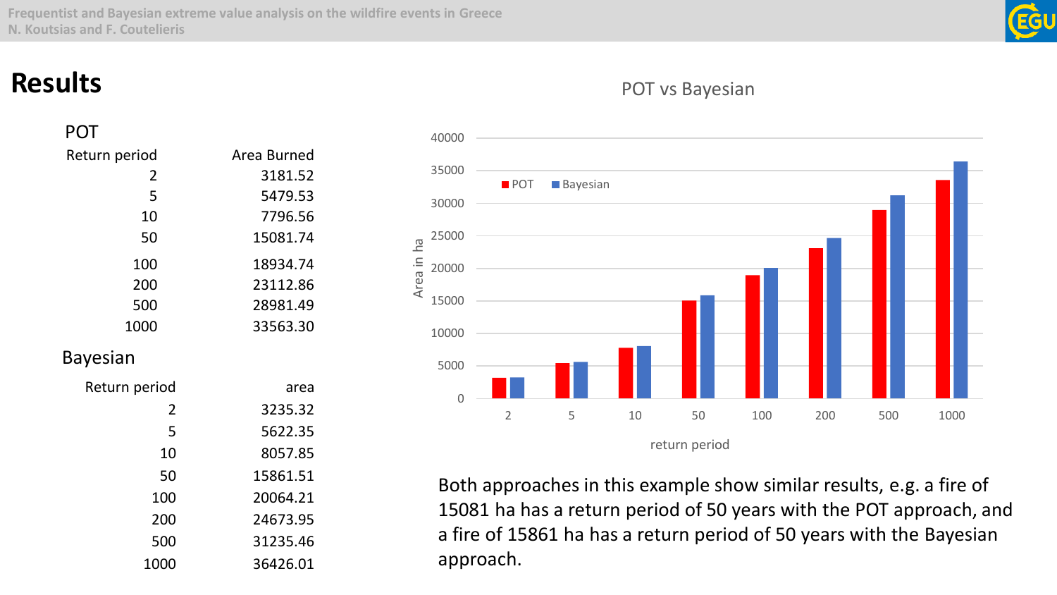# Results

### POT

| Return period | Area Burned |
|---|---|
| 2 | 3181.52 |
| 5 | 5479.53 |
| 10 | 7796.56 |
| 50 | 15081.74 |
| 100 | 18934.74 |
| 200 | 23112.86 |
| 500 | 28981.49 |
| 1000 | 33563.30 |

### Bayesian

| Return period | area |
|---|---|
| 2 | 3235.32 |
| 5 | 5622.35 |
| 10 | 8057.85 |
| 50 | 15861.51 |
| 100 | 20064.21 |
| 200 | 24673.95 |
| 500 | 31235.46 |
| 1000 | 36426.01 |

POT vs Bayesian

Both approaches in this example show similar results, e.g. a fire of 15081 ha has a return period of 50 years with the POT approach, and a fire of 15861 ha has a return period of 50 years with the Bayesian approach.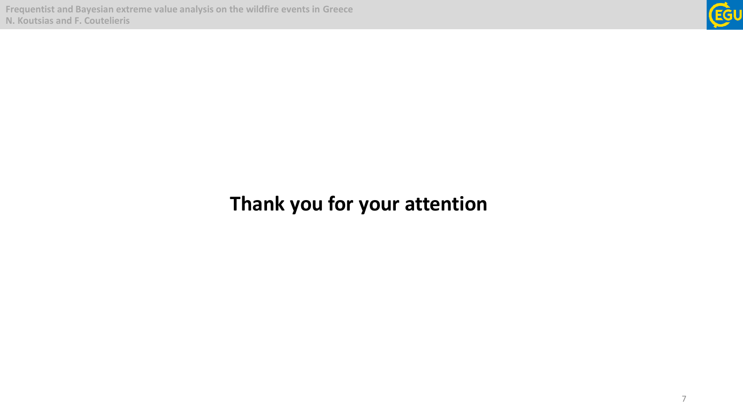**Thank you for your attention**